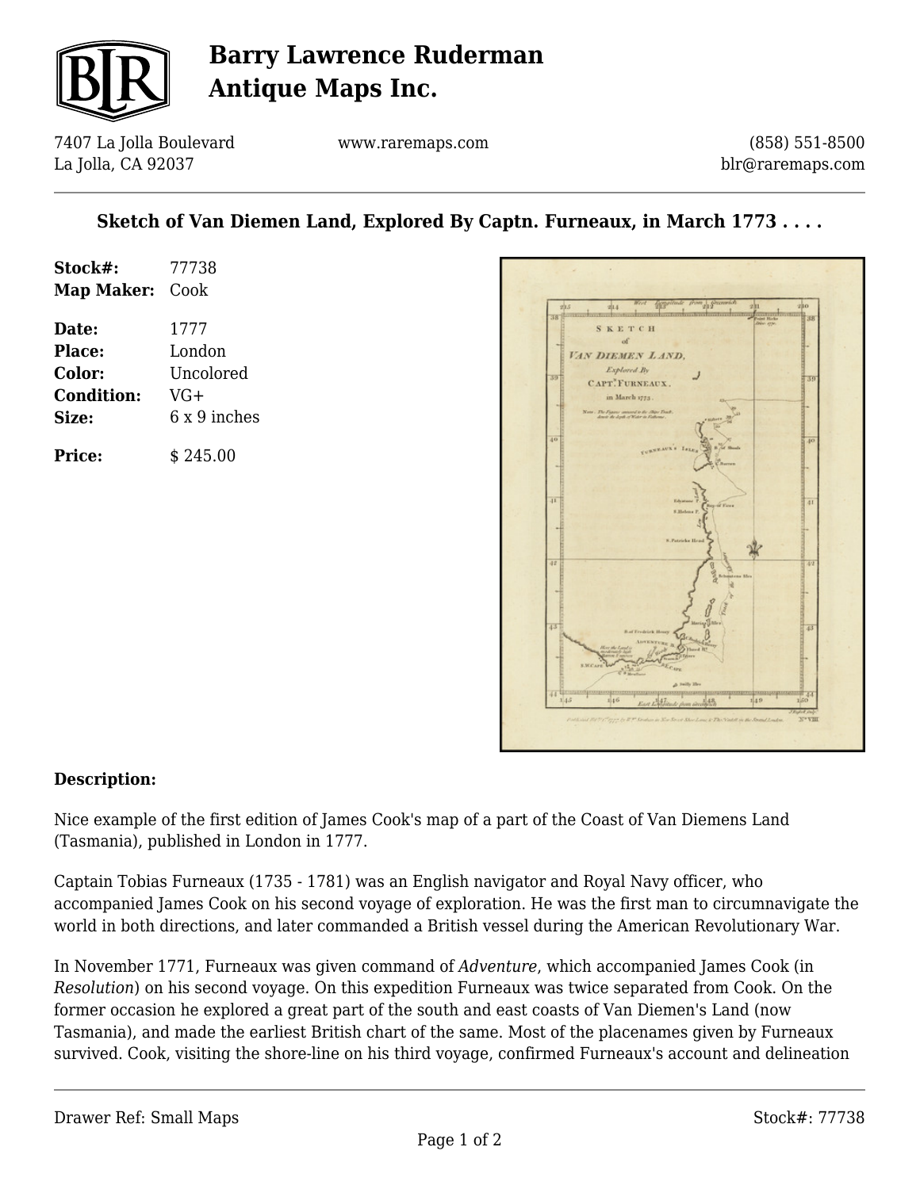# Barry Lawrence Ruderman Antique Maps Inc.

7407 La Jolla Boulevard
La Jolla, CA 92037

www.raremaps.com

(858) 551-8500
blr@raremaps.com

## Sketch of Van Diemen Land, Explored By Captn. Furneaux, in March 1773 . . . .

**Stock#:** 77738
**Map Maker:** Cook

**Date:** 1777
**Place:** London
**Color:** Uncolored
**Condition:** VG+
**Size:** 6 x 9 inches

**Price:** $ 245.00

**Description:**

Nice example of the first edition of James Cook's map of a part of the Coast of Van Diemens Land (Tasmania), published in London in 1777.

Captain Tobias Furneaux (1735 - 1781) was an English navigator and Royal Navy officer, who accompanied James Cook on his second voyage of exploration. He was the first man to circumnavigate the world in both directions, and later commanded a British vessel during the American Revolutionary War.

In November 1771, Furneaux was given command of *Adventure*, which accompanied James Cook (in *Resolution*) on his second voyage. On this expedition Furneaux was twice separated from Cook. On the former occasion he explored a great part of the south and east coasts of Van Diemen's Land (now Tasmania), and made the earliest British chart of the same. Most of the placenames given by Furneaux survived. Cook, visiting the shore-line on his third voyage, confirmed Furneaux's account and delineation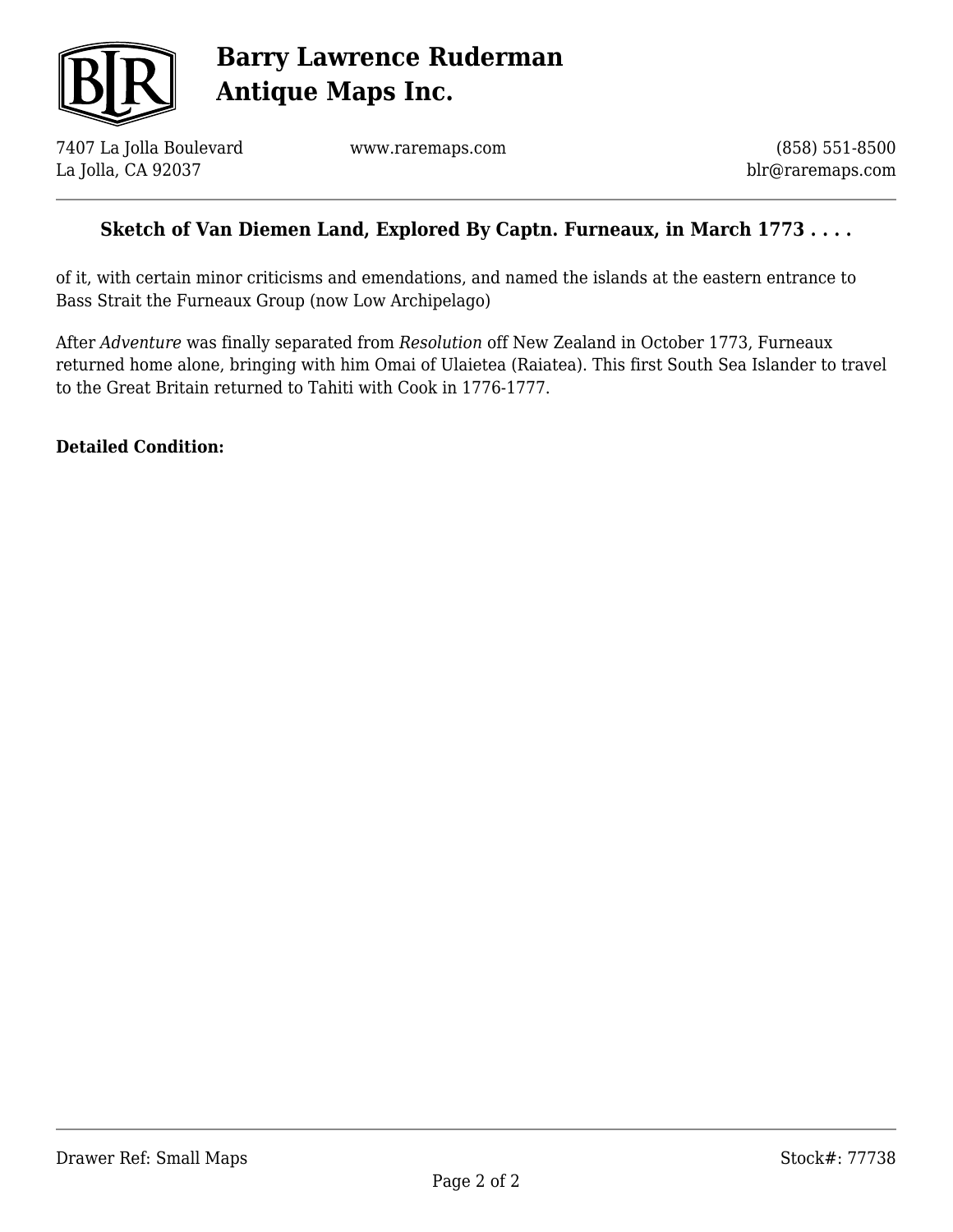## Sketch of Van Diemen Land, Explored By Captn. Furneaux, in March 1773 . . . .

of it, with certain minor criticisms and emendations, and named the islands at the eastern entrance to Bass Strait the Furneaux Group (now Low Archipelago)

After *Adventure* was finally separated from *Resolution* off New Zealand in October 1773, Furneaux returned home alone, bringing with him Omai of Ulaietea (Raiatea). This first South Sea Islander to travel to the Great Britain returned to Tahiti with Cook in 1776-1777.

**Detailed Condition:**

Drawer Ref: Small Maps

Stock#: 77738